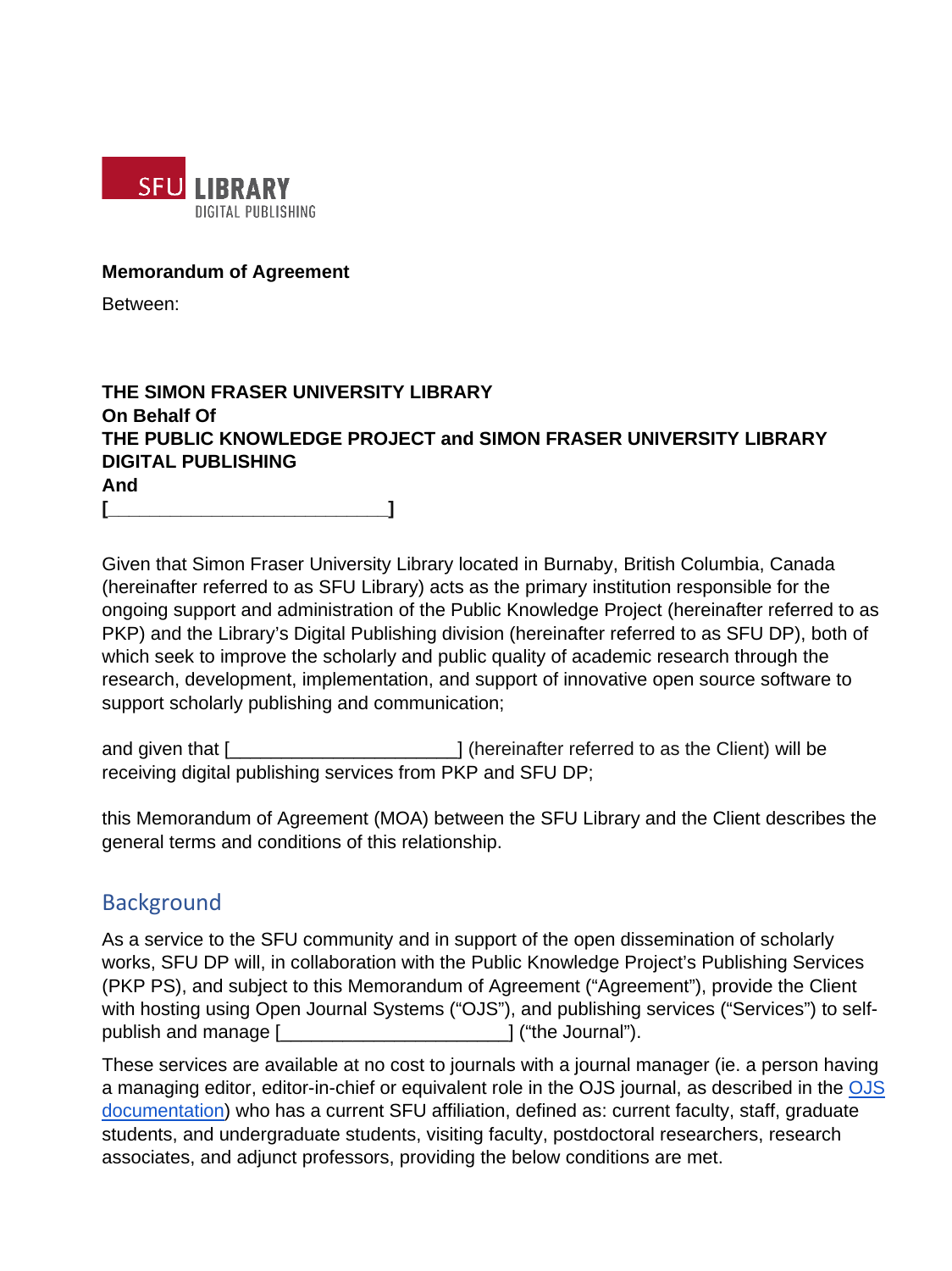SFU LIBRARY
DIGITAL PUBLISHING

**Memorandum of Agreement**

Between:

**THE SIMON FRASER UNIVERSITY LIBRARY**
**On Behalf Of**
**THE PUBLIC KNOWLEDGE PROJECT and SIMON FRASER UNIVERSITY LIBRARY DIGITAL PUBLISHING**
**And**
**[_________________________]**

Given that Simon Fraser University Library located in Burnaby, British Columbia, Canada (hereinafter referred to as SFU Library) acts as the primary institution responsible for the ongoing support and administration of the Public Knowledge Project (hereinafter referred to as PKP) and the Library's Digital Publishing division (hereinafter referred to as SFU DP), both of which seek to improve the scholarly and public quality of academic research through the research, development, implementation, and support of innovative open source software to support scholarly publishing and communication;

and given that [_____________________] (hereinafter referred to as the Client) will be receiving digital publishing services from PKP and SFU DP;

this Memorandum of Agreement (MOA) between the SFU Library and the Client describes the general terms and conditions of this relationship.

## Background

As a service to the SFU community and in support of the open dissemination of scholarly works, SFU DP will, in collaboration with the Public Knowledge Project's Publishing Services (PKP PS), and subject to this Memorandum of Agreement ("Agreement"), provide the Client with hosting using Open Journal Systems ("OJS"), and publishing services ("Services") to self-publish and manage [______________________] ("the Journal").

These services are available at no cost to journals with a journal manager (ie. a person having a managing editor, editor-in-chief or equivalent role in the OJS journal, as described in the OJS documentation) who has a current SFU affiliation, defined as: current faculty, staff, graduate students, and undergraduate students, visiting faculty, postdoctoral researchers, research associates, and adjunct professors, providing the below conditions are met.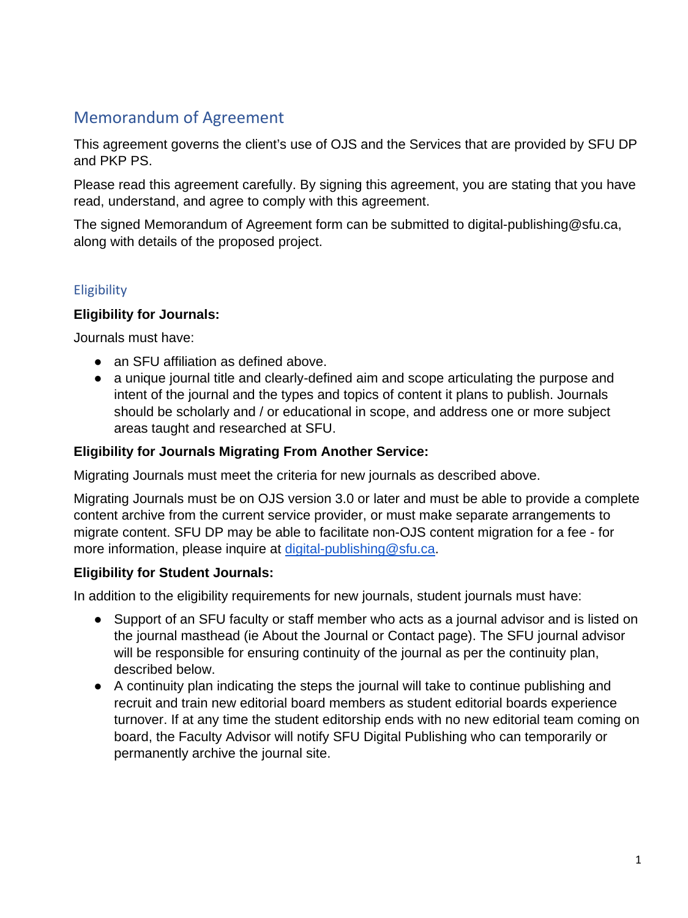## Memorandum of Agreement

This agreement governs the client's use of OJS and the Services that are provided by SFU DP and PKP PS.

Please read this agreement carefully. By signing this agreement, you are stating that you have read, understand, and agree to comply with this agreement.

The signed Memorandum of Agreement form can be submitted to digital-publishing@sfu.ca, along with details of the proposed project.

### Eligibility

**Eligibility for Journals:**

Journals must have:

- an SFU affiliation as defined above.
- a unique journal title and clearly-defined aim and scope articulating the purpose and intent of the journal and the types and topics of content it plans to publish. Journals should be scholarly and / or educational in scope, and address one or more subject areas taught and researched at SFU.

**Eligibility for Journals Migrating From Another Service:**

Migrating Journals must meet the criteria for new journals as described above.

Migrating Journals must be on OJS version 3.0 or later and must be able to provide a complete content archive from the current service provider, or must make separate arrangements to migrate content. SFU DP may be able to facilitate non-OJS content migration for a fee - for more information, please inquire at digital-publishing@sfu.ca.

**Eligibility for Student Journals:**

In addition to the eligibility requirements for new journals, student journals must have:

- Support of an SFU faculty or staff member who acts as a journal advisor and is listed on the journal masthead (ie About the Journal or Contact page). The SFU journal advisor will be responsible for ensuring continuity of the journal as per the continuity plan, described below.
- A continuity plan indicating the steps the journal will take to continue publishing and recruit and train new editorial board members as student editorial boards experience turnover. If at any time the student editorship ends with no new editorial team coming on board, the Faculty Advisor will notify SFU Digital Publishing who can temporarily or permanently archive the journal site.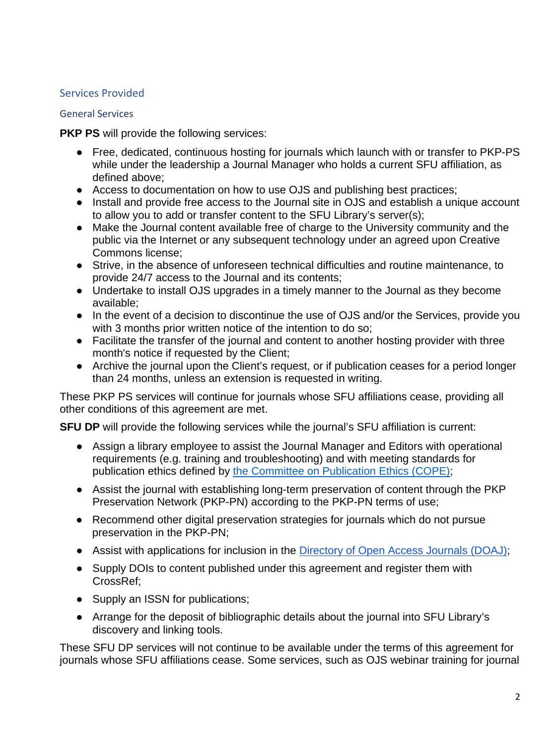## Services Provided

### General Services

**PKP PS** will provide the following services:

- Free, dedicated, continuous hosting for journals which launch with or transfer to PKP-PS while under the leadership a Journal Manager who holds a current SFU affiliation, as defined above;
- Access to documentation on how to use OJS and publishing best practices;
- Install and provide free access to the Journal site in OJS and establish a unique account to allow you to add or transfer content to the SFU Library's server(s);
- Make the Journal content available free of charge to the University community and the public via the Internet or any subsequent technology under an agreed upon Creative Commons license;
- Strive, in the absence of unforeseen technical difficulties and routine maintenance, to provide 24/7 access to the Journal and its contents;
- Undertake to install OJS upgrades in a timely manner to the Journal as they become available;
- In the event of a decision to discontinue the use of OJS and/or the Services, provide you with 3 months prior written notice of the intention to do so;
- Facilitate the transfer of the journal and content to another hosting provider with three month's notice if requested by the Client;
- Archive the journal upon the Client's request, or if publication ceases for a period longer than 24 months, unless an extension is requested in writing.

These PKP PS services will continue for journals whose SFU affiliations cease, providing all other conditions of this agreement are met.

**SFU DP** will provide the following services while the journal's SFU affiliation is current:

- Assign a library employee to assist the Journal Manager and Editors with operational requirements (e.g. training and troubleshooting) and with meeting standards for publication ethics defined by the Committee on Publication Ethics (COPE);
- Assist the journal with establishing long-term preservation of content through the PKP Preservation Network (PKP-PN) according to the PKP-PN terms of use;
- Recommend other digital preservation strategies for journals which do not pursue preservation in the PKP-PN;
- Assist with applications for inclusion in the Directory of Open Access Journals (DOAJ);
- Supply DOIs to content published under this agreement and register them with CrossRef;
- Supply an ISSN for publications;
- Arrange for the deposit of bibliographic details about the journal into SFU Library's discovery and linking tools.

These SFU DP services will not continue to be available under the terms of this agreement for journals whose SFU affiliations cease. Some services, such as OJS webinar training for journal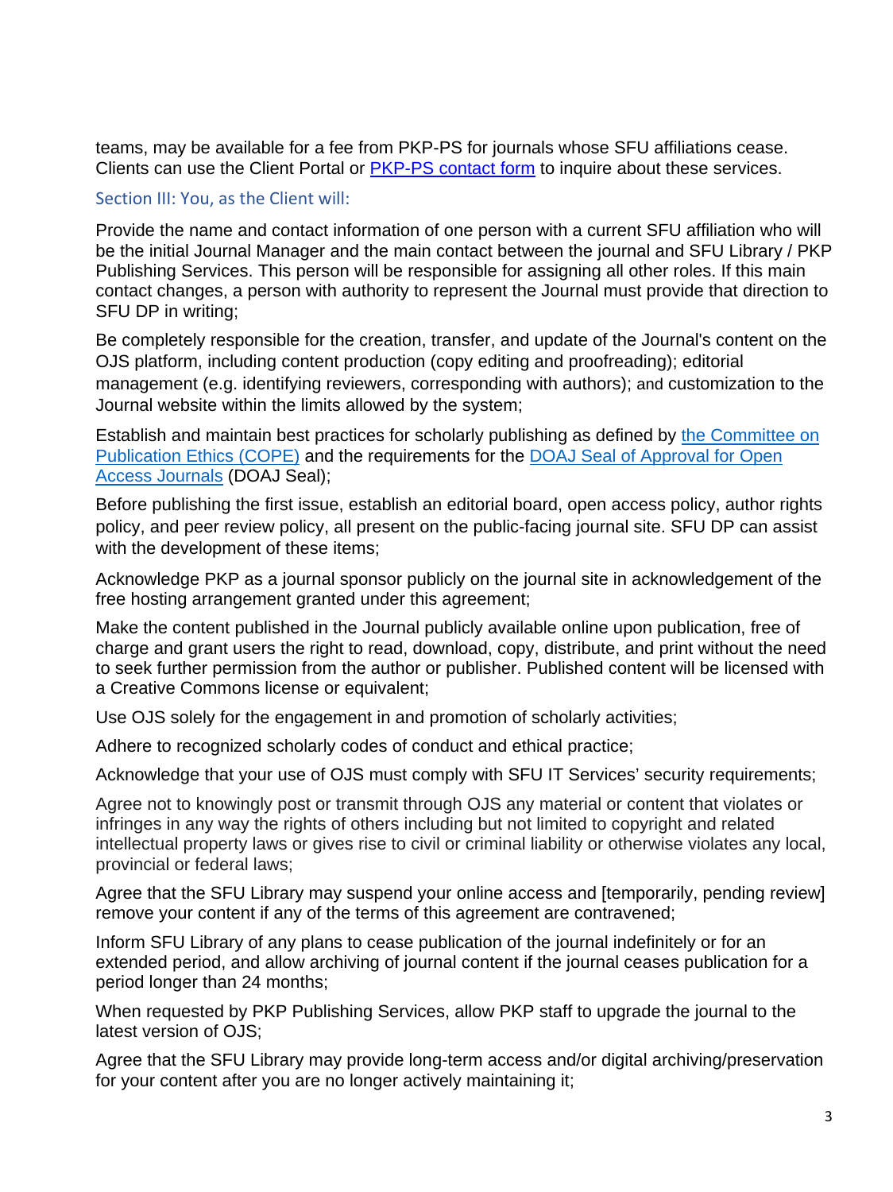teams, may be available for a fee from PKP-PS for journals whose SFU affiliations cease. Clients can use the Client Portal or [PKP-PS contact form](#) to inquire about these services.

## Section III: You, as the Client will:

Provide the name and contact information of one person with a current SFU affiliation who will be the initial Journal Manager and the main contact between the journal and SFU Library / PKP Publishing Services. This person will be responsible for assigning all other roles. If this main contact changes, a person with authority to represent the Journal must provide that direction to SFU DP in writing;

Be completely responsible for the creation, transfer, and update of the Journal's content on the OJS platform, including content production (copy editing and proofreading); editorial management (e.g. identifying reviewers, corresponding with authors); and customization to the Journal website within the limits allowed by the system;

Establish and maintain best practices for scholarly publishing as defined by [the Committee on Publication Ethics (COPE)](#) and the requirements for the [DOAJ Seal of Approval for Open Access Journals](#) (DOAJ Seal);

Before publishing the first issue, establish an editorial board, open access policy, author rights policy, and peer review policy, all present on the public-facing journal site. SFU DP can assist with the development of these items;

Acknowledge PKP as a journal sponsor publicly on the journal site in acknowledgement of the free hosting arrangement granted under this agreement;

Make the content published in the Journal publicly available online upon publication, free of charge and grant users the right to read, download, copy, distribute, and print without the need to seek further permission from the author or publisher. Published content will be licensed with a Creative Commons license or equivalent;

Use OJS solely for the engagement in and promotion of scholarly activities;

Adhere to recognized scholarly codes of conduct and ethical practice;

Acknowledge that your use of OJS must comply with SFU IT Services' security requirements;

Agree not to knowingly post or transmit through OJS any material or content that violates or infringes in any way the rights of others including but not limited to copyright and related intellectual property laws or gives rise to civil or criminal liability or otherwise violates any local, provincial or federal laws;

Agree that the SFU Library may suspend your online access and [temporarily, pending review] remove your content if any of the terms of this agreement are contravened;

Inform SFU Library of any plans to cease publication of the journal indefinitely or for an extended period, and allow archiving of journal content if the journal ceases publication for a period longer than 24 months;

When requested by PKP Publishing Services, allow PKP staff to upgrade the journal to the latest version of OJS;

Agree that the SFU Library may provide long-term access and/or digital archiving/preservation for your content after you are no longer actively maintaining it;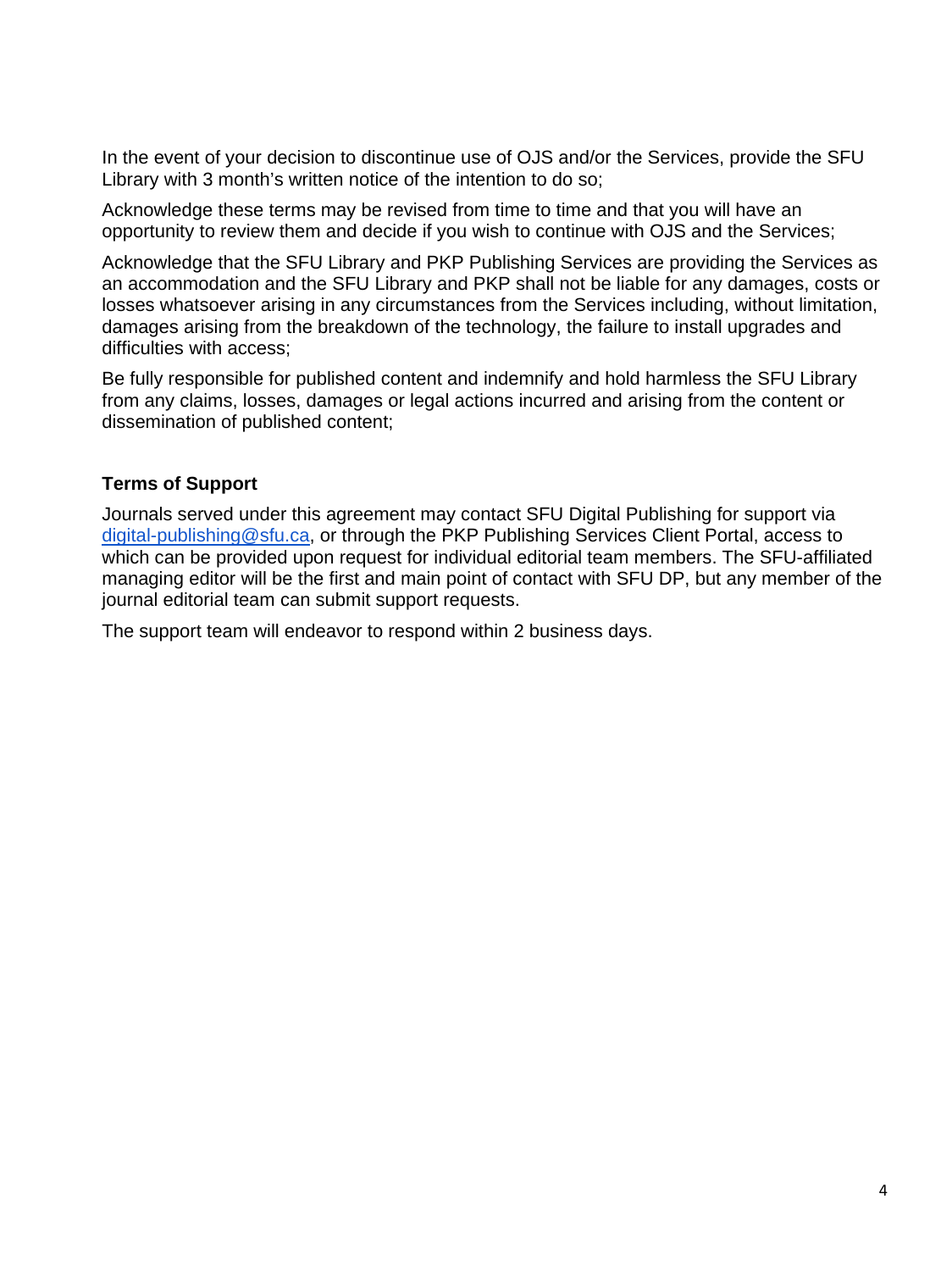In the event of your decision to discontinue use of OJS and/or the Services, provide the SFU Library with 3 month's written notice of the intention to do so;

Acknowledge these terms may be revised from time to time and that you will have an opportunity to review them and decide if you wish to continue with OJS and the Services;

Acknowledge that the SFU Library and PKP Publishing Services are providing the Services as an accommodation and the SFU Library and PKP shall not be liable for any damages, costs or losses whatsoever arising in any circumstances from the Services including, without limitation, damages arising from the breakdown of the technology, the failure to install upgrades and difficulties with access;

Be fully responsible for published content and indemnify and hold harmless the SFU Library from any claims, losses, damages or legal actions incurred and arising from the content or dissemination of published content;

**Terms of Support**

Journals served under this agreement may contact SFU Digital Publishing for support via digital-publishing@sfu.ca, or through the PKP Publishing Services Client Portal, access to which can be provided upon request for individual editorial team members. The SFU-affiliated managing editor will be the first and main point of contact with SFU DP, but any member of the journal editorial team can submit support requests.

The support team will endeavor to respond within 2 business days.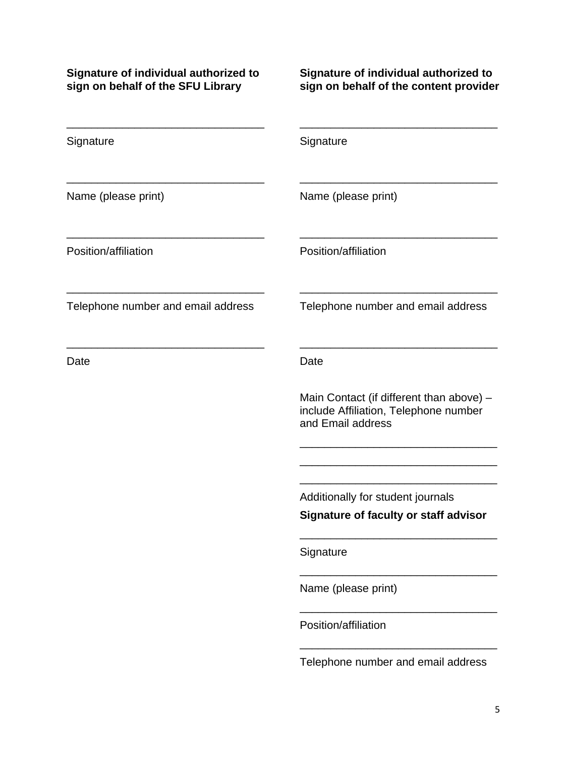**Signature of individual authorized to sign on behalf of the SFU Library**

\_\_\_\_\_\_\_\_\_\_\_\_\_\_\_\_\_\_\_\_\_\_\_\_\_\_\_\_\_\_\_\_

Signature

\_\_\_\_\_\_\_\_\_\_\_\_\_\_\_\_\_\_\_\_\_\_\_\_\_\_\_\_\_\_\_\_

Name (please print)

\_\_\_\_\_\_\_\_\_\_\_\_\_\_\_\_\_\_\_\_\_\_\_\_\_\_\_\_\_\_\_\_

Position/affiliation

\_\_\_\_\_\_\_\_\_\_\_\_\_\_\_\_\_\_\_\_\_\_\_\_\_\_\_\_\_\_\_\_

Telephone number and email address

\_\_\_\_\_\_\_\_\_\_\_\_\_\_\_\_\_\_\_\_\_\_\_\_\_\_\_\_\_\_\_\_

Date

**Signature of individual authorized to sign on behalf of the content provider**

\_\_\_\_\_\_\_\_\_\_\_\_\_\_\_\_\_\_\_\_\_\_\_\_\_\_\_\_\_\_\_\_

Signature

\_\_\_\_\_\_\_\_\_\_\_\_\_\_\_\_\_\_\_\_\_\_\_\_\_\_\_\_\_\_\_\_

Name (please print)

\_\_\_\_\_\_\_\_\_\_\_\_\_\_\_\_\_\_\_\_\_\_\_\_\_\_\_\_\_\_\_\_

Position/affiliation

\_\_\_\_\_\_\_\_\_\_\_\_\_\_\_\_\_\_\_\_\_\_\_\_\_\_\_\_\_\_\_\_

Telephone number and email address

\_\_\_\_\_\_\_\_\_\_\_\_\_\_\_\_\_\_\_\_\_\_\_\_\_\_\_\_\_\_\_\_

Date

Main Contact (if different than above) – include Affiliation, Telephone number and Email address

\_\_\_\_\_\_\_\_\_\_\_\_\_\_\_\_\_\_\_\_\_\_\_\_\_\_\_\_\_\_\_\_

\_\_\_\_\_\_\_\_\_\_\_\_\_\_\_\_\_\_\_\_\_\_\_\_\_\_\_\_\_\_\_\_

\_\_\_\_\_\_\_\_\_\_\_\_\_\_\_\_\_\_\_\_\_\_\_\_\_\_\_\_\_\_\_\_

Additionally for student journals

**Signature of faculty or staff advisor**

\_\_\_\_\_\_\_\_\_\_\_\_\_\_\_\_\_\_\_\_\_\_\_\_\_\_\_\_\_\_\_\_

Signature

\_\_\_\_\_\_\_\_\_\_\_\_\_\_\_\_\_\_\_\_\_\_\_\_\_\_\_\_\_\_\_\_

Name (please print)

\_\_\_\_\_\_\_\_\_\_\_\_\_\_\_\_\_\_\_\_\_\_\_\_\_\_\_\_\_\_\_\_

Position/affiliation

\_\_\_\_\_\_\_\_\_\_\_\_\_\_\_\_\_\_\_\_\_\_\_\_\_\_\_\_\_\_\_\_

Telephone number and email address